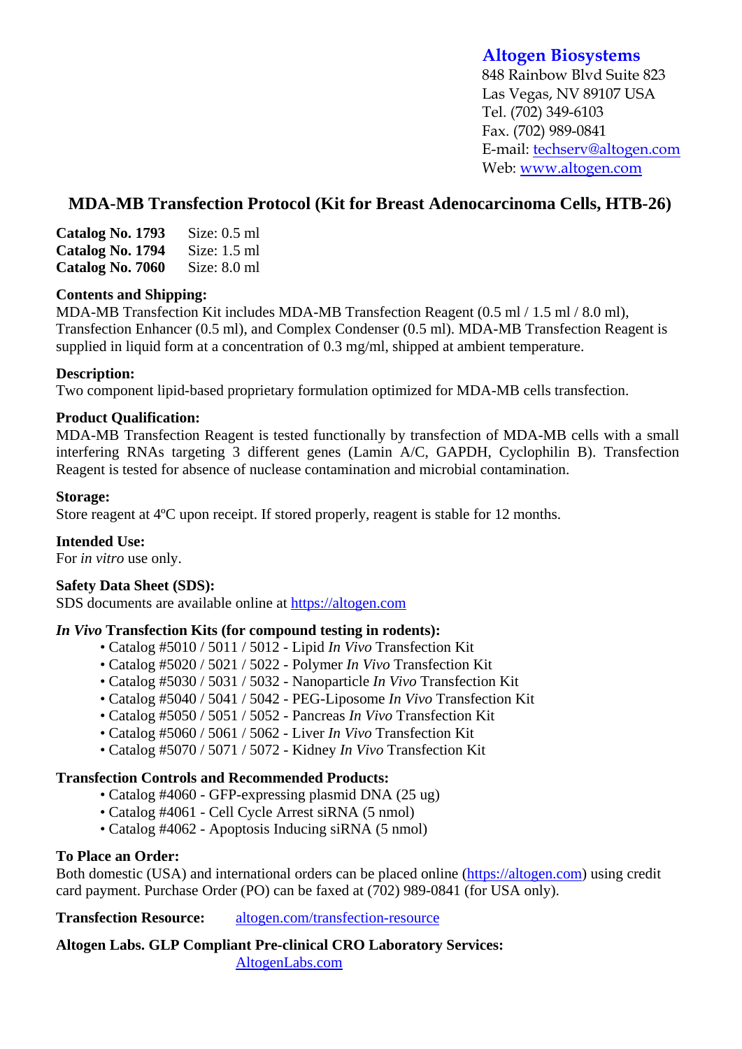**Altogen Biosystems**
848 Rainbow Blvd Suite 823
Las Vegas, NV 89107 USA
Tel. (702) 349-6103
Fax. (702) 989-0841
E-mail: techserv@altogen.com
Web: www.altogen.com

# MDA-MB Transfection Protocol (Kit for Breast Adenocarcinoma Cells, HTB-26)

**Catalog No. 1793** Size: 0.5 ml
**Catalog No. 1794** Size: 1.5 ml
**Catalog No. 7060** Size: 8.0 ml

**Contents and Shipping:**
MDA-MB Transfection Kit includes MDA-MB Transfection Reagent (0.5 ml / 1.5 ml / 8.0 ml), Transfection Enhancer (0.5 ml), and Complex Condenser (0.5 ml). MDA-MB Transfection Reagent is supplied in liquid form at a concentration of 0.3 mg/ml, shipped at ambient temperature.

**Description:**
Two component lipid-based proprietary formulation optimized for MDA-MB cells transfection.

**Product Qualification:**
MDA-MB Transfection Reagent is tested functionally by transfection of MDA-MB cells with a small interfering RNAs targeting 3 different genes (Lamin A/C, GAPDH, Cyclophilin B). Transfection Reagent is tested for absence of nuclease contamination and microbial contamination.

**Storage:**
Store reagent at 4ºC upon receipt. If stored properly, reagent is stable for 12 months.

**Intended Use:**
For *in vitro* use only.

**Safety Data Sheet (SDS):**
SDS documents are available online at https://altogen.com

***In Vivo* Transfection Kits (for compound testing in rodents):**

- Catalog #5010 / 5011 / 5012 - Lipid *In Vivo* Transfection Kit
- Catalog #5020 / 5021 / 5022 - Polymer *In Vivo* Transfection Kit
- Catalog #5030 / 5031 / 5032 - Nanoparticle *In Vivo* Transfection Kit
- Catalog #5040 / 5041 / 5042 - PEG-Liposome *In Vivo* Transfection Kit
- Catalog #5050 / 5051 / 5052 - Pancreas *In Vivo* Transfection Kit
- Catalog #5060 / 5061 / 5062 - Liver *In Vivo* Transfection Kit
- Catalog #5070 / 5071 / 5072 - Kidney *In Vivo* Transfection Kit

**Transfection Controls and Recommended Products:**

- Catalog #4060 - GFP-expressing plasmid DNA (25 ug)
- Catalog #4061 - Cell Cycle Arrest siRNA (5 nmol)
- Catalog #4062 - Apoptosis Inducing siRNA (5 nmol)

**To Place an Order:**
Both domestic (USA) and international orders can be placed online (https://altogen.com) using credit card payment. Purchase Order (PO) can be faxed at (702) 989-0841 (for USA only).

**Transfection Resource:** altogen.com/transfection-resource

**Altogen Labs. GLP Compliant Pre-clinical CRO Laboratory Services:**
AltogenLabs.com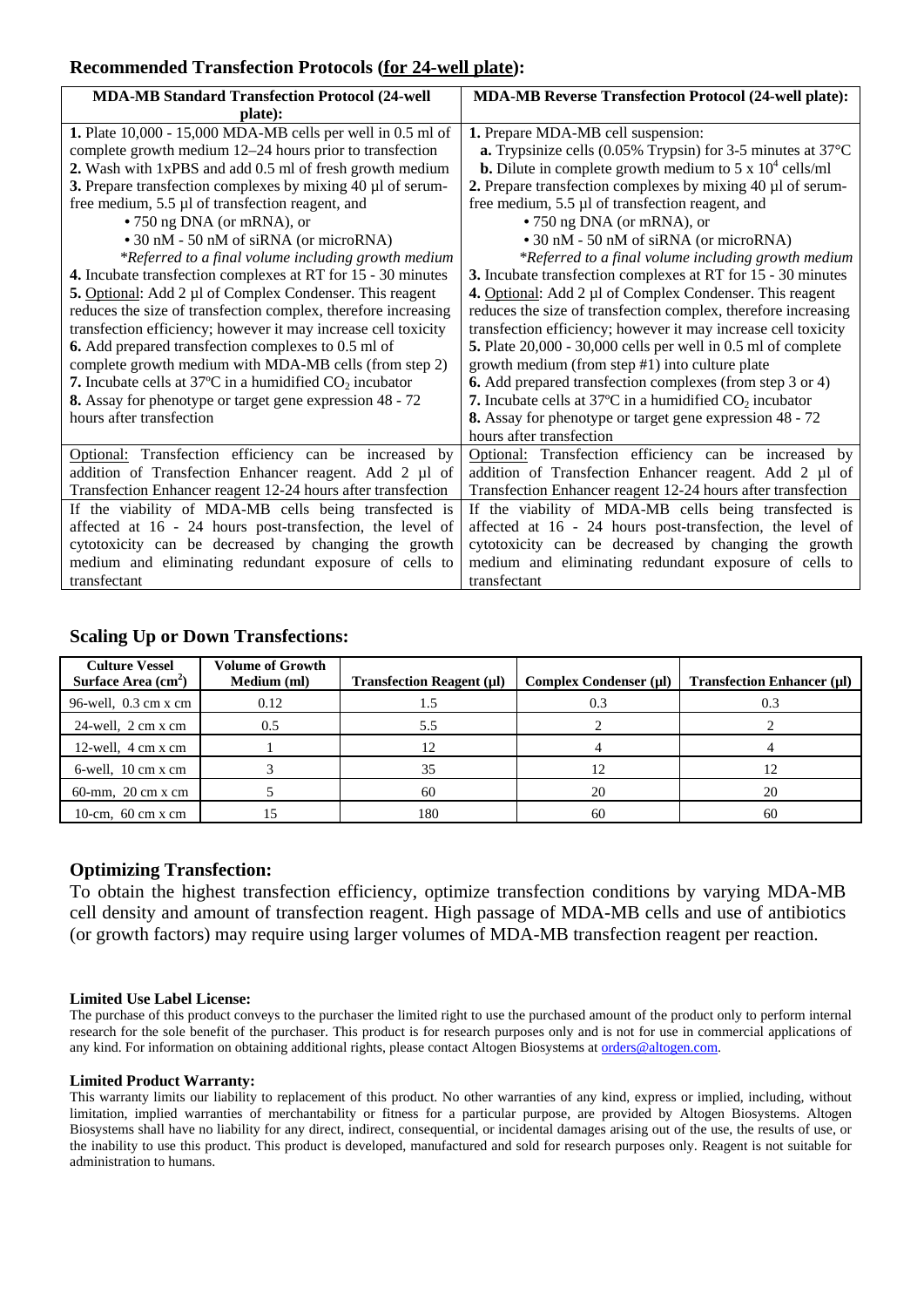## Recommended Transfection Protocols (for 24-well plate):

| MDA-MB Standard Transfection Protocol (24-well plate): | MDA-MB Reverse Transfection Protocol (24-well plate): |
|---|---|
| **1.** Plate 10,000 - 15,000 MDA-MB cells per well in 0.5 ml of complete growth medium 12–24 hours prior to transfection<br>**2.** Wash with 1xPBS and add 0.5 ml of fresh growth medium<br>**3.** Prepare transfection complexes by mixing 40 µl of serum-free medium, 5.5 µl of transfection reagent, and<br>• 750 ng DNA (or mRNA), or<br>• 30 nM - 50 nM of siRNA (or microRNA)<br>*\*Referred to a final volume including growth medium*<br>**4.** Incubate transfection complexes at RT for 15 - 30 minutes<br>**5.** Optional: Add 2 µl of Complex Condenser. This reagent reduces the size of transfection complex, therefore increasing transfection efficiency; however it may increase cell toxicity<br>**6.** Add prepared transfection complexes to 0.5 ml of complete growth medium with MDA-MB cells (from step 2)<br>**7.** Incubate cells at 37ºC in a humidified $CO_2$ incubator<br>**8.** Assay for phenotype or target gene expression 48 - 72 hours after transfection | **1.** Prepare MDA-MB cell suspension:<br>**a.** Trypsinize cells (0.05% Trypsin) for 3-5 minutes at 37°C<br>**b.** Dilute in complete growth medium to 5 x $10^4$ cells/ml<br>**2.** Prepare transfection complexes by mixing 40 µl of serum-free medium, 5.5 µl of transfection reagent, and<br>• 750 ng DNA (or mRNA), or<br>• 30 nM - 50 nM of siRNA (or microRNA)<br>*\*Referred to a final volume including growth medium*<br>**3.** Incubate transfection complexes at RT for 15 - 30 minutes<br>**4.** Optional: Add 2 µl of Complex Condenser. This reagent reduces the size of transfection complex, therefore increasing transfection efficiency; however it may increase cell toxicity<br>**5.** Plate 20,000 - 30,000 cells per well in 0.5 ml of complete growth medium (from step #1) into culture plate<br>**6.** Add prepared transfection complexes (from step 3 or 4)<br>**7.** Incubate cells at 37ºC in a humidified $CO_2$ incubator<br>**8.** Assay for phenotype or target gene expression 48 - 72 hours after transfection |
| Optional: Transfection efficiency can be increased by addition of Transfection Enhancer reagent. Add 2 µl of Transfection Enhancer reagent 12-24 hours after transfection | Optional: Transfection efficiency can be increased by addition of Transfection Enhancer reagent. Add 2 µl of Transfection Enhancer reagent 12-24 hours after transfection |
| If the viability of MDA-MB cells being transfected is affected at 16 - 24 hours post-transfection, the level of cytotoxicity can be decreased by changing the growth medium and eliminating redundant exposure of cells to transfectant | If the viability of MDA-MB cells being transfected is affected at 16 - 24 hours post-transfection, the level of cytotoxicity can be decreased by changing the growth medium and eliminating redundant exposure of cells to transfectant |

## Scaling Up or Down Transfections:

| Culture Vessel Surface Area ($cm^2$) | Volume of Growth Medium (ml) | Transfection Reagent (µl) | Complex Condenser (µl) | Transfection Enhancer (µl) |
|---|---|---|---|---|
| 96-well, 0.3 cm x cm | 0.12 | 1.5 | 0.3 | 0.3 |
| 24-well, 2 cm x cm | 0.5 | 5.5 | 2 | 2 |
| 12-well, 4 cm x cm | 1 | 12 | 4 | 4 |
| 6-well, 10 cm x cm | 3 | 35 | 12 | 12 |
| 60-mm, 20 cm x cm | 5 | 60 | 20 | 20 |
| 10-cm, 60 cm x cm | 15 | 180 | 60 | 60 |

## Optimizing Transfection:

To obtain the highest transfection efficiency, optimize transfection conditions by varying MDA-MB cell density and amount of transfection reagent. High passage of MDA-MB cells and use of antibiotics (or growth factors) may require using larger volumes of MDA-MB transfection reagent per reaction.

#### Limited Use Label License:

The purchase of this product conveys to the purchaser the limited right to use the purchased amount of the product only to perform internal research for the sole benefit of the purchaser. This product is for research purposes only and is not for use in commercial applications of any kind. For information on obtaining additional rights, please contact Altogen Biosystems at orders@altogen.com.

#### Limited Product Warranty:

This warranty limits our liability to replacement of this product. No other warranties of any kind, express or implied, including, without limitation, implied warranties of merchantability or fitness for a particular purpose, are provided by Altogen Biosystems. Altogen Biosystems shall have no liability for any direct, indirect, consequential, or incidental damages arising out of the use, the results of use, or the inability to use this product. This product is developed, manufactured and sold for research purposes only. Reagent is not suitable for administration to humans.